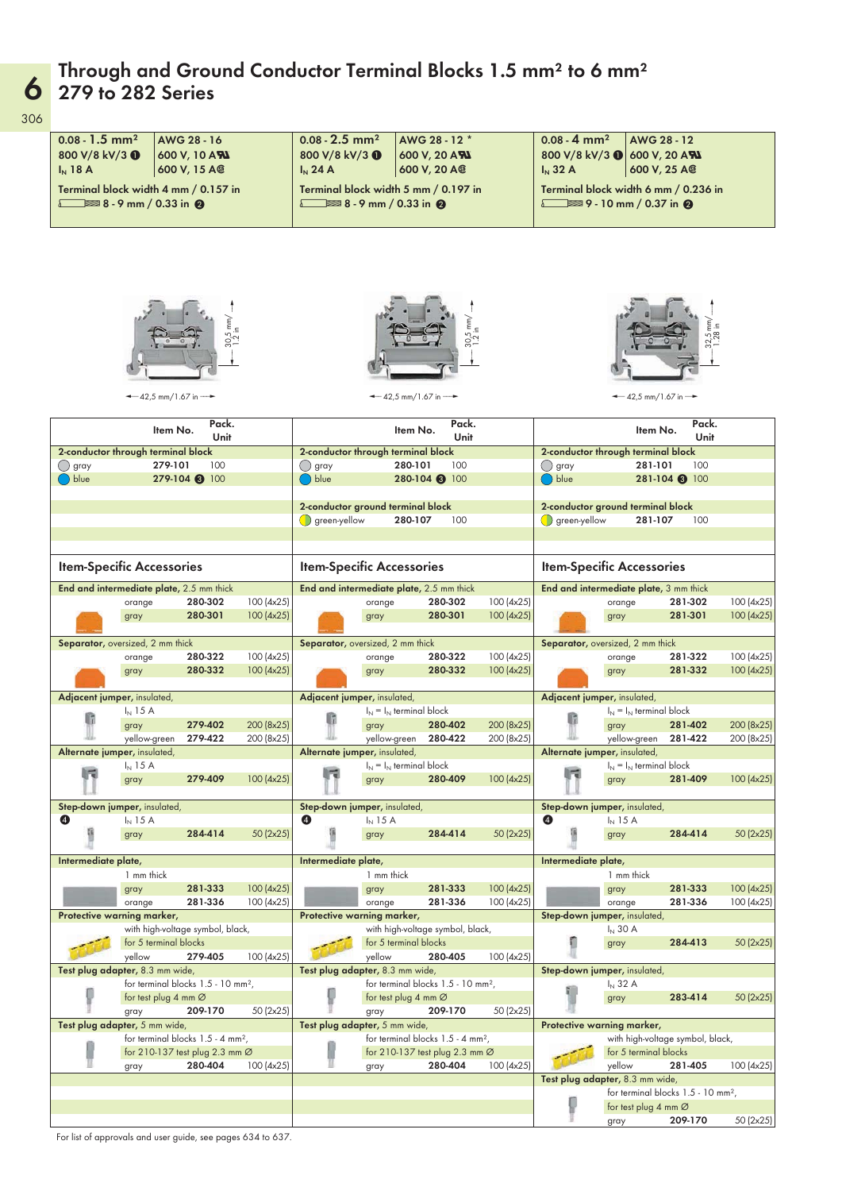# Through and Ground Conductor Terminal Blocks 1.5 mm² to 6 mm²
## 279 to 282 Series

| 279 Series | 280 Series | 281 Series |
|---|---|---|
| 0.08 - **1.5 mm²** / AWG 28 - 16 | 0.08 - **2.5 mm²** / AWG 28 - 12 * | 0.08 - **4 mm²** / AWG 28 - 12 |
| 800 V/8 kV/3 ❶ / 600 V, 10 A UR | 800 V/8 kV/3 ❶ / 600 V, 20 A UR | 800 V/8 kV/3 ❶ / 600 V, 20 A UR |
| $I_N$ 18 A / 600 V, 15 A CSA | $I_N$ 24 A / 600 V, 20 A CSA | $I_N$ 32 A / 600 V, 25 A CSA |
| Terminal block width 4 mm / 0.157 in | Terminal block width 5 mm / 0.197 in | Terminal block width 6 mm / 0.236 in |
| 8 - 9 mm / 0.33 in ❷ | 8 - 9 mm / 0.33 in ❷ | 9 - 10 mm / 0.37 in ❷ |
| 30,5 mm/1.2 in; 42,5 mm/1.67 in | 30,5 mm/1.2 in; 42,5 mm/1.67 in | 32,5 mm/1.28 in; 42,5 mm/1.67 in |

| Item No. | Pack. Unit | Item No. | Pack. Unit | Item No. | Pack. Unit |
|---|---|---|---|---|---|
| **2-conductor through terminal block** | | **2-conductor through terminal block** | | **2-conductor through terminal block** | |
| gray 279-101 | 100 | gray 280-101 | 100 | gray 281-101 | 100 |
| blue 279-104 ❸ | 100 | blue 280-104 ❸ | 100 | blue 281-104 ❸ | 100 |
| | | **2-conductor ground terminal block** | | **2-conductor ground terminal block** | |
| | | green-yellow 280-107 | 100 | green-yellow 281-107 | 100 |

### Item-Specific Accessories

| 279 Series | Item No. | Pack. Unit | 280 Series | Item No. | Pack. Unit | 281 Series | Item No. | Pack. Unit |
|---|---|---|---|---|---|---|---|---|
| **End and intermediate plate**, 2.5 mm thick | | | **End and intermediate plate**, 2.5 mm thick | | | **End and intermediate plate**, 3 mm thick | | |
| orange | 280-302 | 100 (4x25) | orange | 280-302 | 100 (4x25) | orange | 281-302 | 100 (4x25) |
| gray | 280-301 | 100 (4x25) | gray | 280-301 | 100 (4x25) | gray | 281-301 | 100 (4x25) |
| **Separator**, oversized, 2 mm thick | | | **Separator**, oversized, 2 mm thick | | | **Separator**, oversized, 2 mm thick | | |
| orange | 280-322 | 100 (4x25) | orange | 280-322 | 100 (4x25) | orange | 281-322 | 100 (4x25) |
| gray | 280-332 | 100 (4x25) | gray | 280-332 | 100 (4x25) | gray | 281-332 | 100 (4x25) |
| **Adjacent jumper**, insulated, $I_N$ 15 A | | | **Adjacent jumper**, insulated, $I_N$ = $I_N$ terminal block | | | **Adjacent jumper**, insulated, $I_N$ = $I_N$ terminal block | | |
| gray | 279-402 | 200 (8x25) | gray | 280-402 | 200 (8x25) | gray | 281-402 | 200 (8x25) |
| yellow-green | 279-422 | 200 (8x25) | yellow-green | 280-422 | 200 (8x25) | yellow-green | 281-422 | 200 (8x25) |
| **Alternate jumper**, insulated, $I_N$ 15 A | | | **Alternate jumper**, insulated, $I_N$ = $I_N$ terminal block | | | **Alternate jumper**, insulated, $I_N$ = $I_N$ terminal block | | |
| gray | 279-409 | 100 (4x25) | gray | 280-409 | 100 (4x25) | gray | 281-409 | 100 (4x25) |
| **Step-down jumper**, insulated, ❹ $I_N$ 15 A | | | **Step-down jumper**, insulated, ❹ $I_N$ 15 A | | | **Step-down jumper**, insulated, ❹ $I_N$ 15 A | | |
| gray | 284-414 | 50 (2x25) | gray | 284-414 | 50 (2x25) | gray | 284-414 | 50 (2x25) |
| **Intermediate plate**, 1 mm thick | | | **Intermediate plate**, 1 mm thick | | | **Intermediate plate**, 1 mm thick | | |
| gray | 281-333 | 100 (4x25) | gray | 281-333 | 100 (4x25) | gray | 281-333 | 100 (4x25) |
| orange | 281-336 | 100 (4x25) | orange | 281-336 | 100 (4x25) | orange | 281-336 | 100 (4x25) |
| **Protective warning marker**, with high-voltage symbol, black, for 5 terminal blocks | | | **Protective warning marker**, with high-voltage symbol, black, for 5 terminal blocks | | | **Step-down jumper**, insulated, $I_N$ 30 A | | |
| yellow | 279-405 | 100 (4x25) | yellow | 280-405 | 100 (4x25) | gray | 284-413 | 50 (2x25) |
| **Test plug adapter**, 8.3 mm wide, for terminal blocks 1.5 - 10 mm², for test plug 4 mm Ø | | | **Test plug adapter**, 8.3 mm wide, for terminal blocks 1.5 - 10 mm², for test plug 4 mm Ø | | | **Step-down jumper**, insulated, $I_N$ 32 A | | |
| gray | 209-170 | 50 (2x25) | gray | 209-170 | 50 (2x25) | gray | 283-414 | 50 (2x25) |
| **Test plug adapter**, 5 mm wide, for terminal blocks 1.5 - 4 mm², for 210-137 test plug 2.3 mm Ø | | | **Test plug adapter**, 5 mm wide, for terminal blocks 1.5 - 4 mm², for 210-137 test plug 2.3 mm Ø | | | **Protective warning marker**, with high-voltage symbol, black, for 5 terminal blocks | | |
| gray | 280-404 | 100 (4x25) | gray | 280-404 | 100 (4x25) | yellow | 281-405 | 100 (4x25) |
| | | | | | | **Test plug adapter**, 8.3 mm wide, for terminal blocks 1.5 - 10 mm², for test plug 4 mm Ø | | |
| | | | | | | gray | 209-170 | 50 (2x25) |

For list of approvals and user guide, see pages 634 to 637.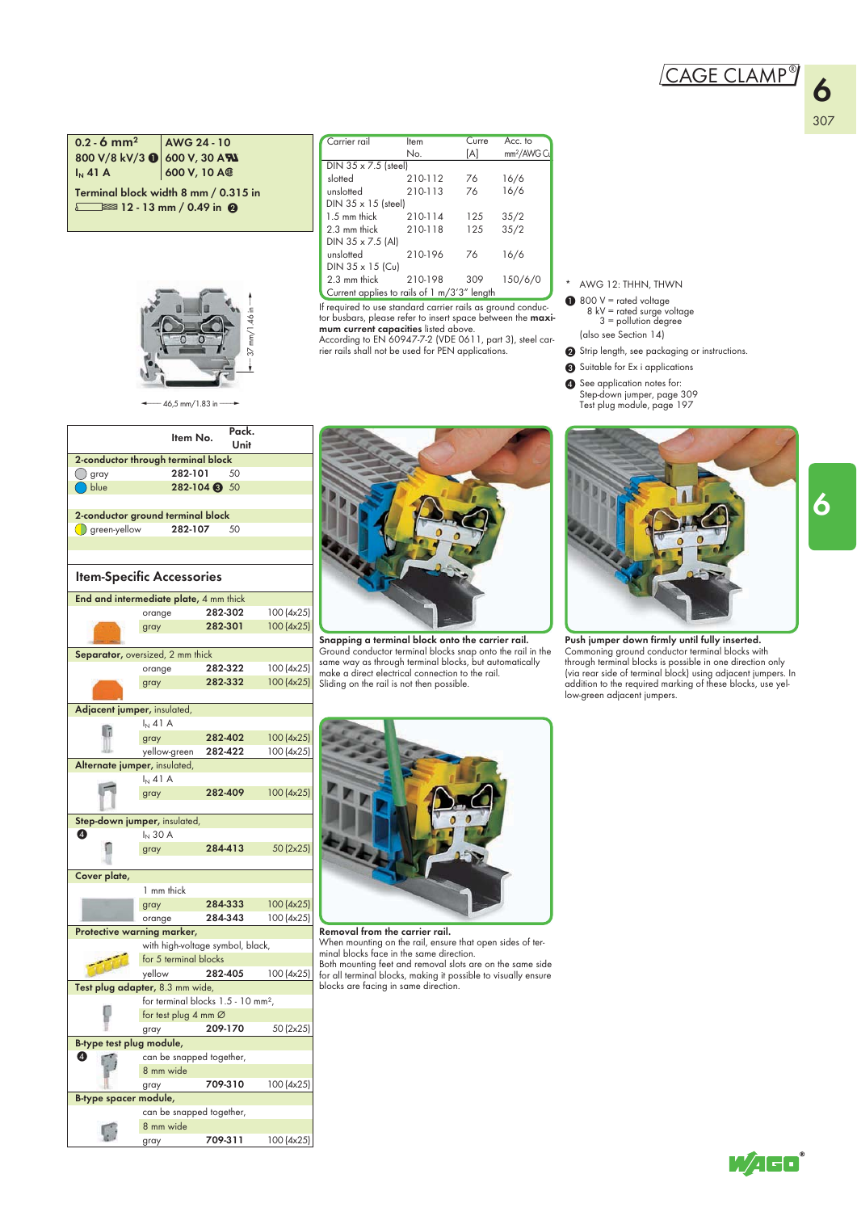| 0.2 - 6 mm² | AWG 24 - 10 |
|---|---|
| 800 V/8 kV/3 ❶ | 600 V, 30 A |
| $I_N$ 41 A | 600 V, 10 A |

**Terminal block width 8 mm / 0.315 in**

12 - 13 mm / 0.49 in ❷

37 mm/1.46 in

46,5 mm/1.83 in

| Carrier rail | Item No. | Curre [A] | Acc. to mm²/AWG Cu |
|---|---|---|---|
| DIN 35 x 7.5 (steel) | | | |
| slotted | 210-112 | 76 | 16/6 |
| unslotted | 210-113 | 76 | 16/6 |
| DIN 35 x 15 (steel) | | | |
| 1.5 mm thick | 210-114 | 125 | 35/2 |
| 2.3 mm thick | 210-118 | 125 | 35/2 |
| DIN 35 x 7.5 (Al) | | | |
| unslotted | 210-196 | 76 | 16/6 |
| DIN 35 x 15 (Cu) | | | |
| 2.3 mm thick | 210-198 | 309 | 150/6/0 |
| Current applies to rails of 1 m/3'3" length | | | |

If required to use standard carrier rails as ground conductor for busbars, please refer to insert space between the **maximum current capacities** listed above.
According to EN 60947-7-2 (VDE 0611, part 3), steel carrier rails shall not be used for PEN applications.

\* AWG 12: THHN, THWN

❶ 800 V = rated voltage
8 kV = rated surge voltage
3 = pollution degree
(also see Section 14)

❷ Strip length, see packaging or instructions.

❸ Suitable for Ex i applications

❹ See application notes for:
Step-down jumper, page 309
Test plug module, page 197

| | Item No. | Pack. Unit |
|---|---|---|
| **2-conductor through terminal block** | | |
| gray | **282-101** | 50 |
| blue | **282-104** ❸ | 50 |
| **2-conductor ground terminal block** | | |
| green-yellow | **282-107** | 50 |

## Item-Specific Accessories

| | Item No. | Pack. Unit |
|---|---|---|
| **End and intermediate plate**, 4 mm thick | | |
| orange | **282-302** | 100 (4x25) |
| gray | **282-301** | 100 (4x25) |
| **Separator**, oversized, 2 mm thick | | |
| orange | **282-322** | 100 (4x25) |
| gray | **282-332** | 100 (4x25) |
| **Adjacent jumper**, insulated, $I_N$ 41 A | | |
| gray | **282-402** | 100 (4x25) |
| yellow-green | **282-422** | 100 (4x25) |
| **Alternate jumper**, insulated, $I_N$ 41 A | | |
| gray | **282-409** | 100 (4x25) |
| **Step-down jumper**, insulated, ❹ $I_N$ 30 A | | |
| gray | **284-413** | 50 (2x25) |
| **Cover plate**, 1 mm thick | | |
| gray | **284-333** | 100 (4x25) |
| orange | **284-343** | 100 (4x25) |
| **Protective warning marker**, with high-voltage symbol, black, for 5 terminal blocks | | |
| yellow | **282-405** | 100 (4x25) |
| **Test plug adapter**, 8.3 mm wide, for terminal blocks 1.5 - 10 mm², for test plug 4 mm Ø | | |
| gray | **209-170** | 50 (2x25) |
| **B-type test plug module**, ❹ can be snapped together, 8 mm wide | | |
| gray | **709-310** | 100 (4x25) |
| **B-type spacer module**, can be snapped together, 8 mm wide | | |
| gray | **709-311** | 100 (4x25) |

**Snapping a terminal block onto the carrier rail.**
Ground conductor terminal blocks snap onto the rail in the same way as through terminal blocks, but automatically make a direct electrical connection to the rail.
Sliding on the rail is not then possible.

**Push jumper down firmly until fully inserted.**
Commoning ground conductor terminal blocks with through terminal blocks is possible in one direction only (via rear side of terminal block) using adjacent jumpers. In addition to the required marking of these blocks, use yellow-green adjacent jumpers.

**Removal from the carrier rail.**
When mounting on the rail, ensure that open sides of terminal blocks face in the same direction.
Both mounting feet and removal slots are on the same side for all terminal blocks, making it possible to visually ensure blocks are facing in same direction.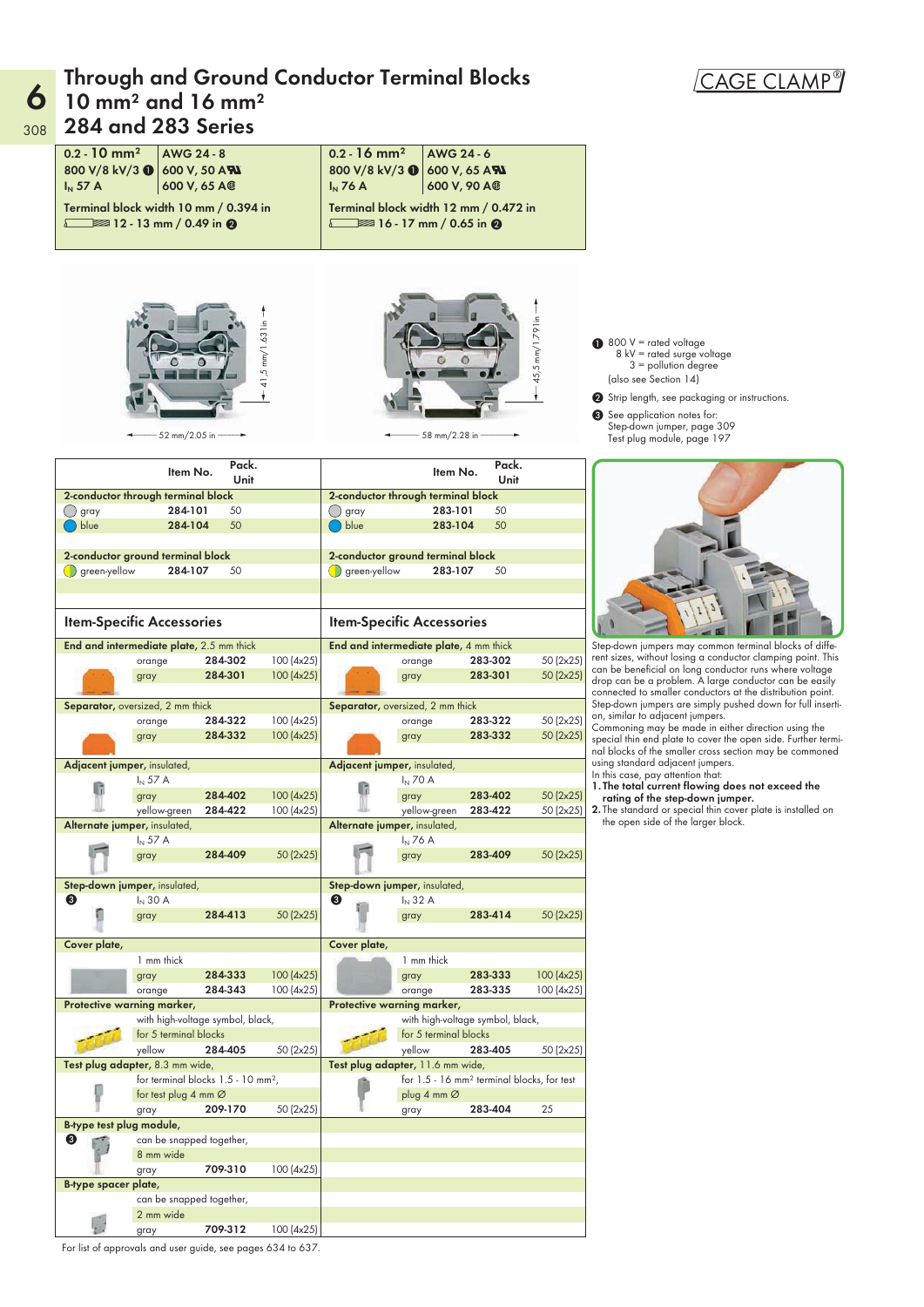# Through and Ground Conductor Terminal Blocks 10 mm² and 16 mm² 284 and 283 Series

CAGE CLAMP®

| 284 Series | | 283 Series | |
|---|---|---|---|
| 0.2 - 10 mm² | AWG 24 - 8 | 0.2 - 16 mm² | AWG 24 - 6 |
| 800 V/8 kV/3 ❶ | 600 V, 50 A | 800 V/8 kV/3 ❶ | 600 V, 65 A |
| $I_N$ 57 A | 600 V, 65 A | $I_N$ 76 A | 600 V, 90 A |
| Terminal block width 10 mm / 0.394 in | | Terminal block width 12 mm / 0.472 in | |
| 12 - 13 mm / 0.49 in ❷ | | 16 - 17 mm / 0.65 in ❷ | |

41,5 mm/1.631 in — 52 mm/2.05 in

45,5 mm/1.791 in — 58 mm/2.28 in

❶ 800 V = rated voltage
8 kV = rated surge voltage
3 = pollution degree
(also see Section 14)

❷ Strip length, see packaging or instructions.

❸ See application notes for:
Step-down jumper, page 309
Test plug module, page 197

| | Item No. | Pack. Unit | | Item No. | Pack. Unit |
|---|---|---|---|---|---|
| **2-conductor through terminal block** | | | **2-conductor through terminal block** | | |
| gray | 284-101 | 50 | gray | 283-101 | 50 |
| blue | 284-104 | 50 | blue | 283-104 | 50 |
| **2-conductor ground terminal block** | | | **2-conductor ground terminal block** | | |
| green-yellow | 284-107 | 50 | green-yellow | 283-107 | 50 |

## Item-Specific Accessories

| | Item No. | Pack. Unit | | Item No. | Pack. Unit |
|---|---|---|---|---|---|
| **End and intermediate plate**, 2.5 mm thick | | | **End and intermediate plate**, 4 mm thick | | |
| orange | 284-302 | 100 (4x25) | orange | 283-302 | 50 (2x25) |
| gray | 284-301 | 100 (4x25) | gray | 283-301 | 50 (2x25) |
| **Separator**, oversized, 2 mm thick | | | **Separator**, oversized, 2 mm thick | | |
| orange | 284-322 | 100 (4x25) | orange | 283-322 | 50 (2x25) |
| gray | 284-332 | 100 (4x25) | gray | 283-332 | 50 (2x25) |
| **Adjacent jumper**, insulated, $I_N$ 57 A | | | **Adjacent jumper**, insulated, $I_N$ 70 A | | |
| gray | 284-402 | 100 (4x25) | gray | 283-402 | 50 (2x25) |
| yellow-green | 284-422 | 100 (4x25) | yellow-green | 283-422 | 50 (2x25) |
| **Alternate jumper**, insulated, $I_N$ 57 A | | | **Alternate jumper**, insulated, $I_N$ 76 A | | |
| gray | 284-409 | 50 (2x25) | gray | 283-409 | 50 (2x25) |
| **Step-down jumper**, insulated, ❸ $I_N$ 30 A | | | **Step-down jumper**, insulated, ❸ $I_N$ 32 A | | |
| gray | 284-413 | 50 (2x25) | gray | 283-414 | 50 (2x25) |
| **Cover plate**, 1 mm thick | | | **Cover plate**, 1 mm thick | | |
| gray | 284-333 | 100 (4x25) | gray | 283-333 | 100 (4x25) |
| orange | 284-343 | 100 (4x25) | orange | 283-335 | 100 (4x25) |
| **Protective warning marker**, with high-voltage symbol, black, for 5 terminal blocks | | | **Protective warning marker**, with high-voltage symbol, black, for 5 terminal blocks | | |
| yellow | 284-405 | 50 (2x25) | yellow | 283-405 | 50 (2x25) |
| **Test plug adapter**, 8.3 mm wide, for terminal blocks 1.5 - 10 mm², for test plug 4 mm Ø | | | **Test plug adapter**, 11.6 mm wide, for 1.5 - 16 mm² terminal blocks, for test plug 4 mm Ø | | |
| gray | 209-170 | 50 (2x25) | gray | 283-404 | 25 |
| **B-type test plug module**, ❸ can be snapped together, 8 mm wide | | | | | |
| gray | 709-310 | 100 (4x25) | | | |
| **B-type spacer plate**, can be snapped together, 2 mm wide | | | | | |
| gray | 709-312 | 100 (4x25) | | | |

Step-down jumpers may common terminal blocks of different sizes, without losing a conductor clamping point. This can be beneficial on long conductor runs where voltage drop can be a problem. A large conductor can be easily connected to smaller conductors at the distribution point. Step-down jumpers are simply pushed down for full insertion, similar to adjacent jumpers.
Commoning may be made in either direction using the special thin end plate to cover the open side. Further terminal blocks of the smaller cross section may be commoned using standard adjacent jumpers.
In this case, pay attention that:

1. **The total current flowing does not exceed the rating of the step-down jumper.**
2. The standard or special thin cover plate is installed on the open side of the larger block.

For list of approvals and user guide, see pages 634 to 637.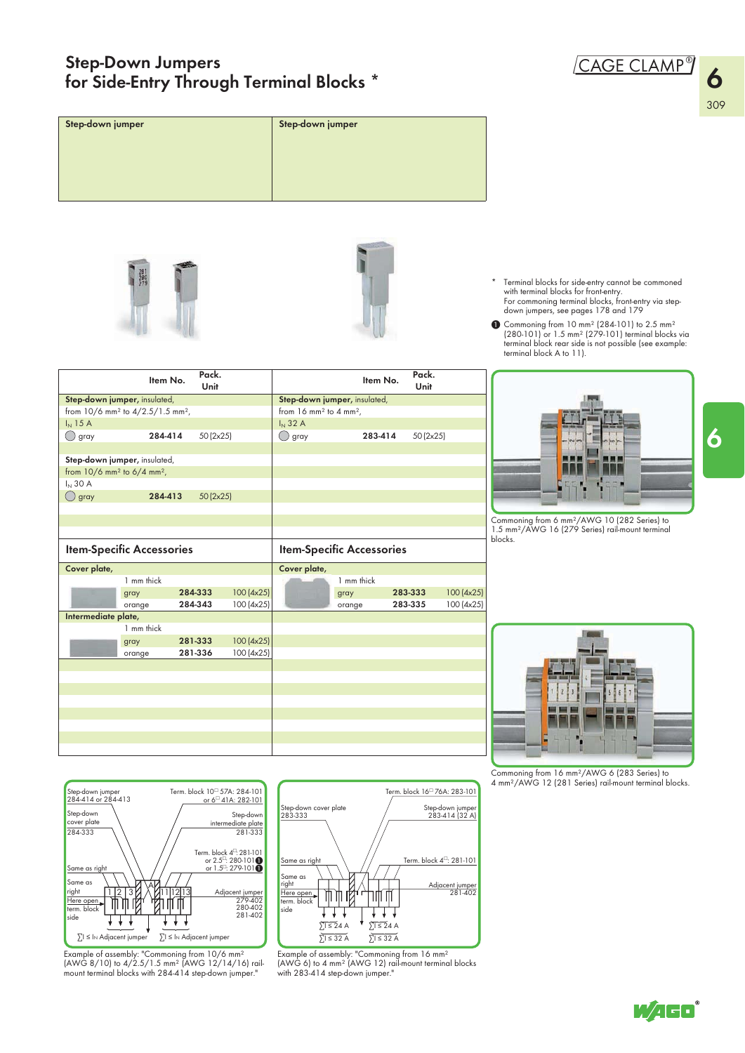# Step-Down Jumpers for Side-Entry Through Terminal Blocks *

CAGE CLAMP®

| Step-down jumper | | | Step-down jumper | | |
|---|---|---|---|---|---|
| | **Item No.** | **Pack. Unit** | | **Item No.** | **Pack. Unit** |
| **Step-down jumper**, insulated, | | | **Step-down jumper**, insulated, | | |
| from 10/6 mm² to 4/2.5/1.5 mm², | | | from 16 mm² to 4 mm², | | |
| $I_N$ 15 A | | | $I_N$ 32 A | | |
| ◯ gray | **284-414** | 50 (2x25) | ◯ gray | **283-414** | 50 (2x25) |
| **Step-down jumper**, insulated, | | | | | |
| from 10/6 mm² to 6/4 mm², | | | | | |
| $I_N$ 30 A | | | | | |
| ◯ gray | **284-413** | 50 (2x25) | | | |

## Item-Specific Accessories

| | | Item No. | Pack. Unit | | | Item No. | Pack. Unit |
|---|---|---|---|---|---|---|---|
| **Cover plate,** | | | | **Cover plate,** | | | |
| | 1 mm thick | | | | 1 mm thick | | |
| | gray | **284-333** | 100 (4x25) | | gray | **283-333** | 100 (4x25) |
| | orange | **284-343** | 100 (4x25) | | orange | **283-335** | 100 (4x25) |
| **Intermediate plate,** | | | | | | | |
| | 1 mm thick | | | | | | |
| | gray | **281-333** | 100 (4x25) | | | | |
| | orange | **281-336** | 100 (4x25) | | | | |

\* Terminal blocks for side-entry cannot be commoned with terminal blocks for front-entry. For commoning terminal blocks, front-entry via step-down jumpers, see pages 178 and 179

➊ Commoning from 10 mm² (284-101) to 2.5 mm² (280-101) or 1.5 mm² (279-101) terminal blocks via terminal block rear side is not possible (see example: terminal block A to 11).

Commoning from 6 mm²/AWG 10 (282 Series) to 1.5 mm²/AWG 16 (279 Series) rail-mount terminal blocks.

Commoning from 16 mm²/AWG 6 (283 Series) to 4 mm²/AWG 12 (281 Series) rail-mount terminal blocks.

Step-down jumper 284-414 or 284-413; Term. block 10□ 57A: 284-101 or 6□ 41A: 282-101; Step-down cover plate 284-333; Step-down intermediate plate 281-333; Term. block 4□: 281-101 or 2.5□: 280-101 ➊ or 1.5□: 279-101 ➊; Same as right; Here open term. block side; Adjacent jumper 279-402, 280-402, 281-402; ∑I ≤ $I_N$ Adjacent jumper; ∑I ≤ $I_N$ Adjacent jumper

Example of assembly: "Commoning from 10/6 mm² (AWG 8/10) to 4/2.5/1.5 mm² (AWG 12/14/16) rail-mount terminal blocks with 284-414 step-down jumper."

Term. block 16□ 76A: 283-101; Step-down cover plate 283-333; Step-down jumper 283-414 (32 A); Same as right; Term. block 4□: 281-101; Here open term. block side; Adjacent jumper 281-402; ∑I ≤ 24 A; ∑I ≤ 32 A

Example of assembly: "Commoning from 16 mm² (AWG 6) to 4 mm² (AWG 12) rail-mount terminal blocks with 283-414 step-down jumper."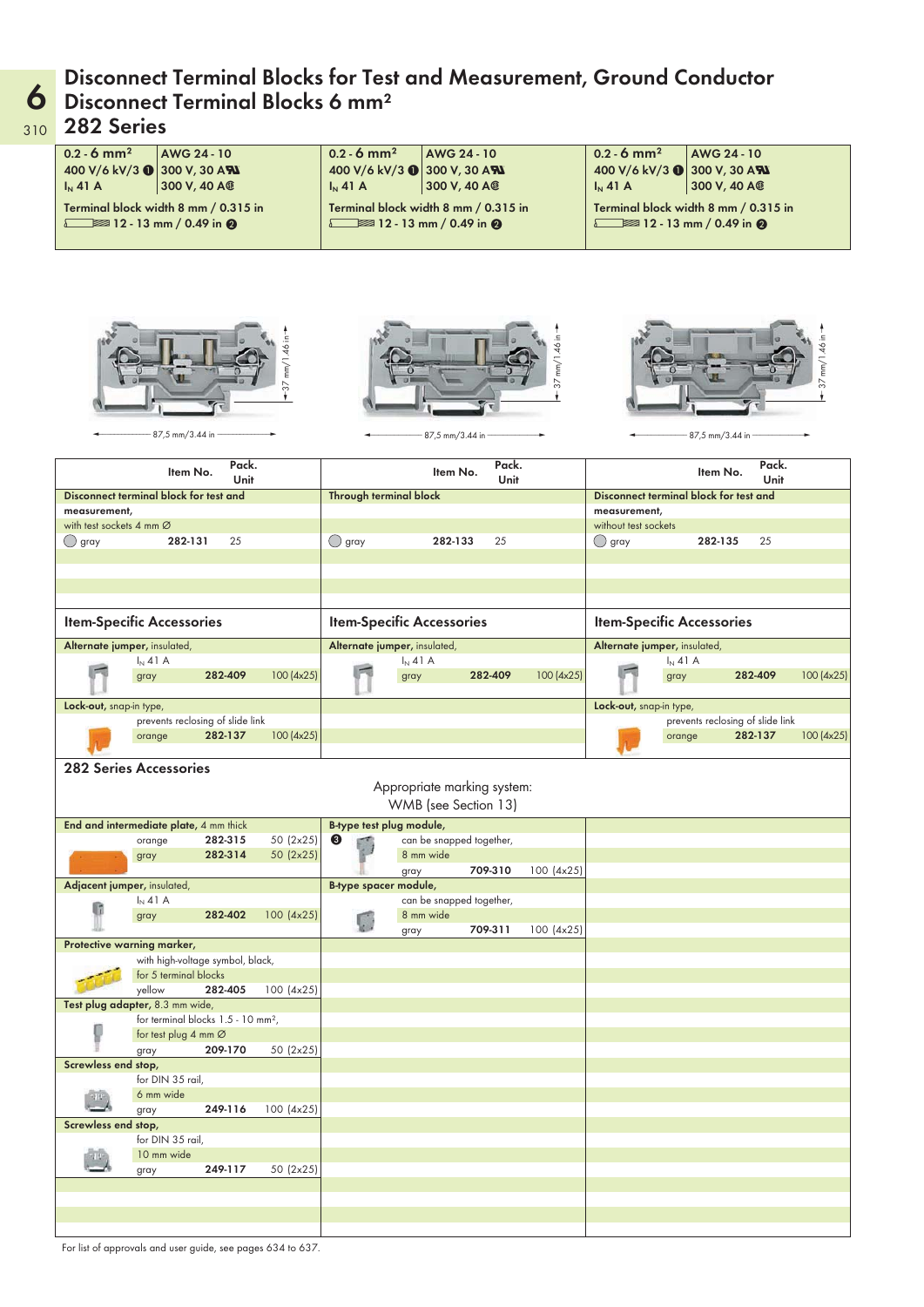# Disconnect Terminal Blocks for Test and Measurement, Ground Conductor Disconnect Terminal Blocks 6 mm²

## 282 Series

| 0.2 - 6 mm² | AWG 24 - 10 | 0.2 - 6 mm² | AWG 24 - 10 | 0.2 - 6 mm² | AWG 24 - 10 |
|---|---|---|---|---|---|
| 400 V/6 kV/3 ❶ | 300 V, 30 A | 400 V/6 kV/3 ❶ | 300 V, 30 A | 400 V/6 kV/3 ❶ | 300 V, 30 A |
| $I_N$ 41 A | 300 V, 40 A | $I_N$ 41 A | 300 V, 40 A | $I_N$ 41 A | 300 V, 40 A |
| Terminal block width 8 mm / 0.315 in | | Terminal block width 8 mm / 0.315 in | | Terminal block width 8 mm / 0.315 in | |
| 12 - 13 mm / 0.49 in ❷ | | 12 - 13 mm / 0.49 in ❷ | | 12 - 13 mm / 0.49 in ❷ | |

37 mm/1.46 in; 87,5 mm/3.44 in

| | Item No. | Pack. Unit | | Item No. | Pack. Unit | | Item No. | Pack. Unit |
|---|---|---|---|---|---|---|---|---|
| **Disconnect terminal block for test and measurement,** | | | **Through terminal block** | | | **Disconnect terminal block for test and measurement,** | | |
| with test sockets 4 mm Ø | | | | | | without test sockets | | |
| gray | 282-131 | 25 | gray | 282-133 | 25 | gray | 282-135 | 25 |

### Item-Specific Accessories

| | Item No. | Pack. Unit | | Item No. | Pack. Unit | | Item No. | Pack. Unit |
|---|---|---|---|---|---|---|---|---|
| **Alternate jumper**, insulated, $I_N$ 41 A | | | **Alternate jumper**, insulated, $I_N$ 41 A | | | **Alternate jumper**, insulated, $I_N$ 41 A | | |
| gray | 282-409 | 100 (4x25) | gray | 282-409 | 100 (4x25) | gray | 282-409 | 100 (4x25) |
| **Lock-out**, snap-in type, prevents reclosing of slide link | | | | | | **Lock-out**, snap-in type, prevents reclosing of slide link | | |
| orange | 282-137 | 100 (4x25) | | | | orange | 282-137 | 100 (4x25) |

### 282 Series Accessories

Appropriate marking system:
WMB (see Section 13)

| | Item No. | Pack. Unit | | Item No. | Pack. Unit |
|---|---|---|---|---|---|
| **End and intermediate plate**, 4 mm thick | | | **B-type test plug module**, ❸ can be snapped together, 8 mm wide | | |
| orange | 282-315 | 50 (2x25) | gray | 709-310 | 100 (4x25) |
| gray | 282-314 | 50 (2x25) | | | |
| **Adjacent jumper**, insulated, $I_N$ 41 A | | | **B-type spacer module**, can be snapped together, 8 mm wide | | |
| gray | 282-402 | 100 (4x25) | gray | 709-311 | 100 (4x25) |
| **Protective warning marker**, with high-voltage symbol, black, for 5 terminal blocks | | | | | |
| yellow | 282-405 | 100 (4x25) | | | |
| **Test plug adapter**, 8.3 mm wide, for terminal blocks 1.5 - 10 mm², for test plug 4 mm Ø | | | | | |
| gray | 209-170 | 50 (2x25) | | | |
| **Screwless end stop**, for DIN 35 rail, 6 mm wide | | | | | |
| gray | 249-116 | 100 (4x25) | | | |
| **Screwless end stop**, for DIN 35 rail, 10 mm wide | | | | | |
| gray | 249-117 | 50 (2x25) | | | |

For list of approvals and user guide, see pages 634 to 637.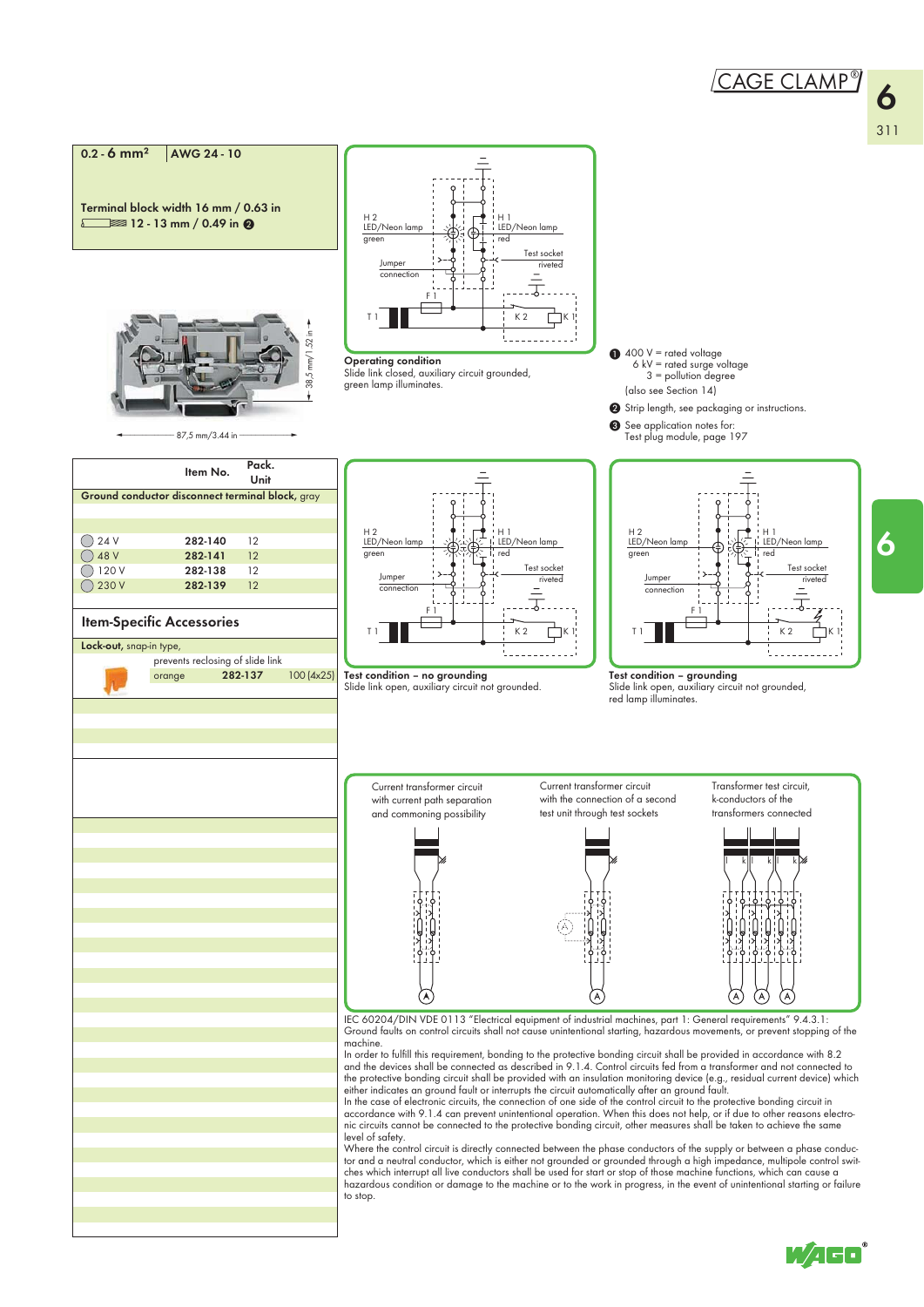**0.2 - 6 mm²** | **AWG 24 - 10**

**Terminal block width 16 mm / 0.63 in**
**12 - 13 mm / 0.49 in** ❷

87,5 mm/3.44 in
38,5 mm/1.52 in

**Operating condition**
Slide link closed, auxiliary circuit grounded, green lamp illuminates.

❶ 400 V = rated voltage
6 kV = rated surge voltage
3 = pollution degree
(also see Section 14)

❷ Strip length, see packaging or instructions.

❸ See application notes for:
Test plug module, page 197

| | Item No. | Pack. Unit |
|---|---|---|
| **Ground conductor disconnect terminal block,** gray | | |
| 24 V | **282-140** | 12 |
| 48 V | **282-141** | 12 |
| 120 V | **282-138** | 12 |
| 230 V | **282-139** | 12 |

## Item-Specific Accessories

| | Item No. | Pack. Unit |
|---|---|---|
| **Lock-out,** snap-in type, prevents reclosing of slide link | | |
| orange | **282-137** | 100 (4x25) |

**Test condition – no grounding**
Slide link open, auxiliary circuit not grounded.

**Test condition – grounding**
Slide link open, auxiliary circuit not grounded, red lamp illuminates.

Current transformer circuit with current path separation and commoning possibility

Current transformer circuit with the connection of a second test unit through test sockets

Transformer test circuit, k-conductors of the transformers connected

IEC 60204/DIN VDE 0113 "Electrical equipment of industrial machines, part 1: General requirements" 9.4.3.1:
Ground faults on control circuits shall not cause unintentional starting, hazardous movements, or prevent stopping of the machine.
In order to fulfill this requirement, bonding to the protective bonding circuit shall be provided in accordance with 8.2 and the devices shall be connected as described in 9.1.4. Control circuits fed from a transformer and not connected to the protective bonding circuit shall be provided with an insulation monitoring device (e.g., residual current device) which either indicates an ground fault or interrupts the circuit automatically after an ground fault.
In the case of electronic circuits, the connection of one side of the control circuit to the protective bonding circuit in accordance with 9.1.4 can prevent unintentional operation. When this does not help, or if due to other reasons electronic circuits cannot be connected to the protective bonding circuit, other measures shall be taken to achieve the same level of safety.
Where the control circuit is directly connected between the phase conductors of the supply or between a phase conductor and a neutral conductor, which is either not grounded or grounded through a high impedance, multipole control switches which interrupt all live conductors shall be used for start or stop of those machine functions, which can cause a hazardous condition or damage to the machine or to the work in progress, in the event of unintentional starting or failure to stop.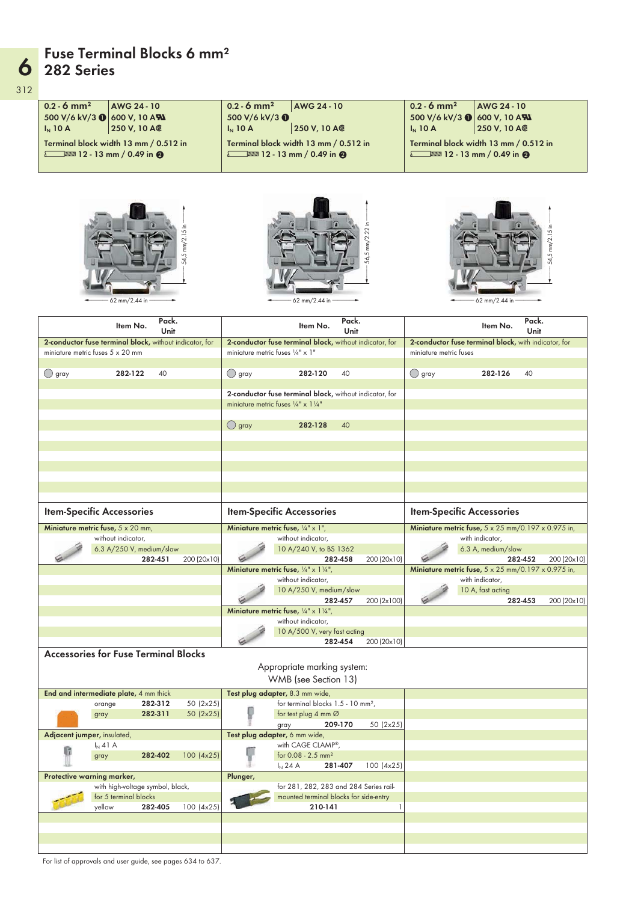# Fuse Terminal Blocks 6 mm²
## 282 Series

| 0.2 - 6 mm² | AWG 24 - 10 | 0.2 - 6 mm² | AWG 24 - 10 | 0.2 - 6 mm² | AWG 24 - 10 |
|---|---|---|---|---|---|
| 500 V/6 kV/3 ❶ | 600 V, 10 A | 500 V/6 kV/3 ❶ | | 500 V/6 kV/3 ❶ | 600 V, 10 A |
| $I_N$ 10 A | 250 V, 10 A | $I_N$ 10 A | 250 V, 10 A | $I_N$ 10 A | 250 V, 10 A |
| Terminal block width 13 mm / 0.512 in | | Terminal block width 13 mm / 0.512 in | | Terminal block width 13 mm / 0.512 in | |
| 12 - 13 mm / 0.49 in ❷ | | 12 - 13 mm / 0.49 in ❷ | | 12 - 13 mm / 0.49 in ❷ | |

Dimensions: 62 mm/2.44 in × 54,5 mm/2.15 in | 62 mm/2.44 in × 56,5 mm/2.22 in | 62 mm/2.44 in × 54,5 mm/2.15 in

| | Item No. | Pack. Unit | | Item No. | Pack. Unit | | Item No. | Pack. Unit |
|---|---|---|---|---|---|---|---|---|
| **2-conductor fuse terminal block**, without indicator, for miniature metric fuses 5 x 20 mm | | | **2-conductor fuse terminal block**, without indicator, for miniature metric fuses ¼" x 1" | | | **2-conductor fuse terminal block**, with indicator, for miniature metric fuses | | |
| gray | 282-122 | 40 | gray | 282-120 | 40 | gray | 282-126 | 40 |
| | | | **2-conductor fuse terminal block**, without indicator, for miniature metric fuses ¼" x 1¼" | | | | | |
| | | | gray | 282-128 | 40 | | | |

### Item-Specific Accessories

| | Item No. | Pack. Unit | | Item No. | Pack. Unit | | Item No. | Pack. Unit |
|---|---|---|---|---|---|---|---|---|
| **Miniature metric fuse**, 5 x 20 mm, without indicator, 6.3 A/250 V, medium/slow | 282-451 | 200 (20x10) | **Miniature metric fuse**, ¼" x 1", without indicator, 10 A/240 V, to BS 1362 | 282-458 | 200 (20x10) | **Miniature metric fuse**, 5 x 25 mm/0.197 x 0.975 in, with indicator, 6.3 A, medium/slow | 282-452 | 200 (20x10) |
| | | | **Miniature metric fuse**, ¼" x 1¼", without indicator, 10 A/250 V, medium/slow | 282-457 | 200 (2x100) | **Miniature metric fuse**, 5 x 25 mm/0.197 x 0.975 in, with indicator, 10 A, fast acting | 282-453 | 200 (20x10) |
| | | | **Miniature metric fuse**, ¼" x 1¼", without indicator, 10 A/500 V, very fast acting | 282-454 | 200 (20x10) | | | |

### Accessories for Fuse Terminal Blocks

Appropriate marking system:
WMB (see Section 13)

| | Item No. | Pack. Unit | | Item No. | Pack. Unit |
|---|---|---|---|---|---|
| **End and intermediate plate**, 4 mm thick | | | **Test plug adapter**, 8.3 mm wide, for terminal blocks 1.5 - 10 mm², for test plug 4 mm Ø | | |
| orange | 282-312 | 50 (2x25) | gray | 209-170 | 50 (2x25) |
| gray | 282-311 | 50 (2x25) | | | |
| **Adjacent jumper**, insulated, $I_N$ 41 A | | | **Test plug adapter**, 6 mm wide, with CAGE CLAMP®, for 0.08 - 2.5 mm² | | |
| gray | 282-402 | 100 (4x25) | $I_N$ 24 A | 281-407 | 100 (4x25) |
| **Protective warning marker**, with high-voltage symbol, black, for 5 terminal blocks | | | **Plunger**, for 281, 282, 283 and 284 Series rail-mounted terminal blocks for side-entry | | |
| yellow | 282-405 | 100 (4x25) | | 210-141 | 1 |

For list of approvals and user guide, see pages 634 to 637.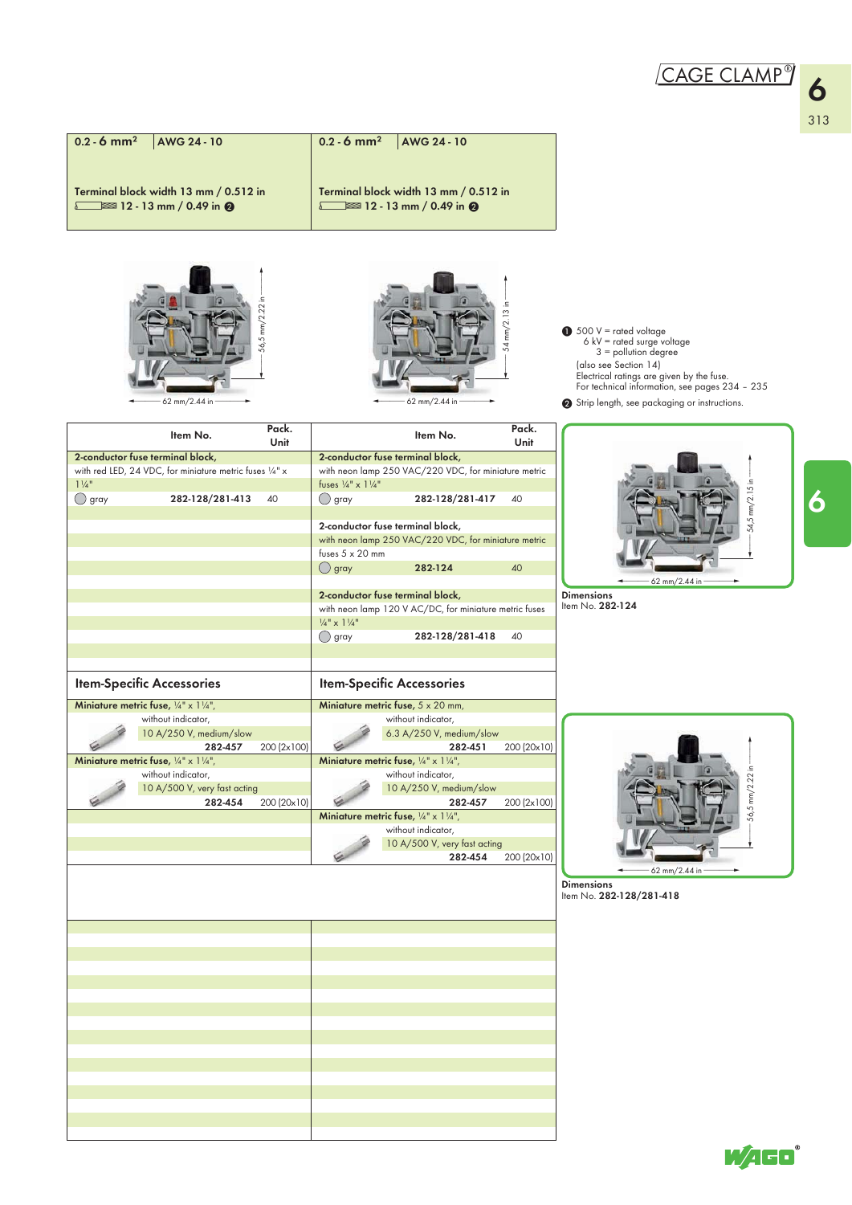CAGE CLAMP®

| 0.2 - 6 mm² | AWG 24 - 10 | 0.2 - 6 mm² | AWG 24 - 10 |
|---|---|---|---|
| Terminal block width 13 mm / 0.512 in | | Terminal block width 13 mm / 0.512 in | |
| 12 - 13 mm / 0.49 in ❷ | | 12 - 13 mm / 0.49 in ❷ | |

56,5 mm/2.22 in
62 mm/2.44 in

54 mm/2.13 in
62 mm/2.44 in

❶ 500 V = rated voltage
6 kV = rated surge voltage
3 = pollution degree
(also see Section 14)
Electrical ratings are given by the fuse.
For technical information, see pages 234 – 235

❷ Strip length, see packaging or instructions.

| | Item No. | Pack. Unit | | Item No. | Pack. Unit |
|---|---|---|---|---|---|
| **2-conductor fuse terminal block,** with red LED, 24 VDC, for miniature metric fuses ¼" x 1¼" | | | **2-conductor fuse terminal block,** with neon lamp 250 VAC/220 VDC, for miniature metric fuses ¼" x 1¼" | | |
| gray | **282-128/281-413** | 40 | gray | **282-128/281-417** | 40 |
| | | | **2-conductor fuse terminal block,** with neon lamp 250 VAC/220 VDC, for miniature metric fuses 5 x 20 mm | | |
| | | | gray | **282-124** | 40 |
| | | | **2-conductor fuse terminal block,** with neon lamp 120 V AC/DC, for miniature metric fuses ¼" x 1¼" | | |
| | | | gray | **282-128/281-418** | 40 |

| **Item-Specific Accessories** | | | **Item-Specific Accessories** | | |
|---|---|---|---|---|---|
| **Miniature metric fuse,** ¼" x 1¼", without indicator, 10 A/250 V, medium/slow | **282-457** | 200 (2x100) | **Miniature metric fuse,** 5 x 20 mm, without indicator, 6.3 A/250 V, medium/slow | **282-451** | 200 (20x10) |
| **Miniature metric fuse,** ¼" x 1¼", without indicator, 10 A/500 V, very fast acting | **282-454** | 200 (20x10) | **Miniature metric fuse,** ¼" x 1¼", without indicator, 10 A/250 V, medium/slow | **282-457** | 200 (2x100) |
| | | | **Miniature metric fuse,** ¼" x 1¼", without indicator, 10 A/500 V, very fast acting | **282-454** | 200 (20x10) |

54,5 mm/2.15 in
62 mm/2.44 in

**Dimensions**
Item No. **282-124**

56,5 mm/2.22 in
62 mm/2.44 in

**Dimensions**
Item No. **282-128/281-418**